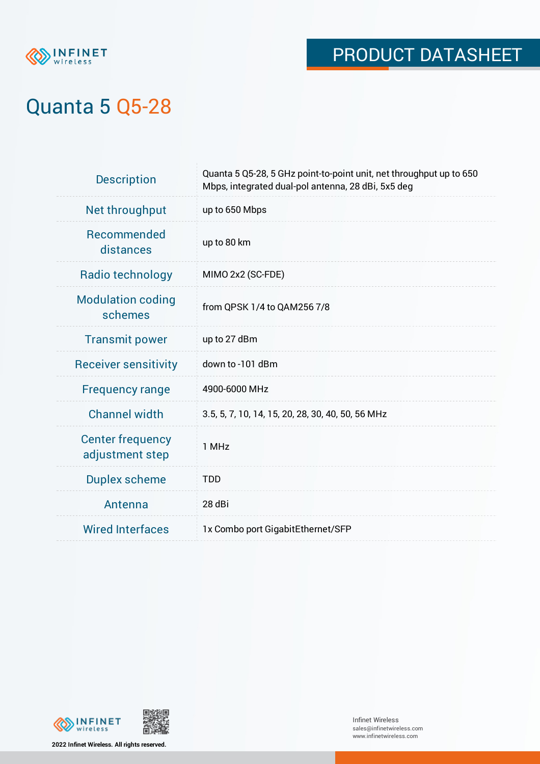# PRODUCT DATASHEET

## Quanta 5 Q5-28

| | |
|---|---|
| Description | Quanta 5 Q5-28, 5 GHz point-to-point unit, net throughput up to 650 Mbps, integrated dual-pol antenna, 28 dBi, 5x5 deg |
| Net throughput | up to 650 Mbps |
| Recommended distances | up to 80 km |
| Radio technology | MIMO 2x2 (SC-FDE) |
| Modulation coding schemes | from QPSK 1/4 to QAM256 7/8 |
| Transmit power | up to 27 dBm |
| Receiver sensitivity | down to -101 dBm |
| Frequency range | 4900-6000 MHz |
| Channel width | 3.5, 5, 7, 10, 14, 15, 20, 28, 30, 40, 50, 56 MHz |
| Center frequency adjustment step | 1 MHz |
| Duplex scheme | TDD |
| Antenna | 28 dBi |
| Wired Interfaces | 1x Combo port GigabitEthernet/SFP |

2022 Infinet Wireless. All rights reserved.

Infinet Wireless
sales@infinetwireless.com
www.infinetwireless.com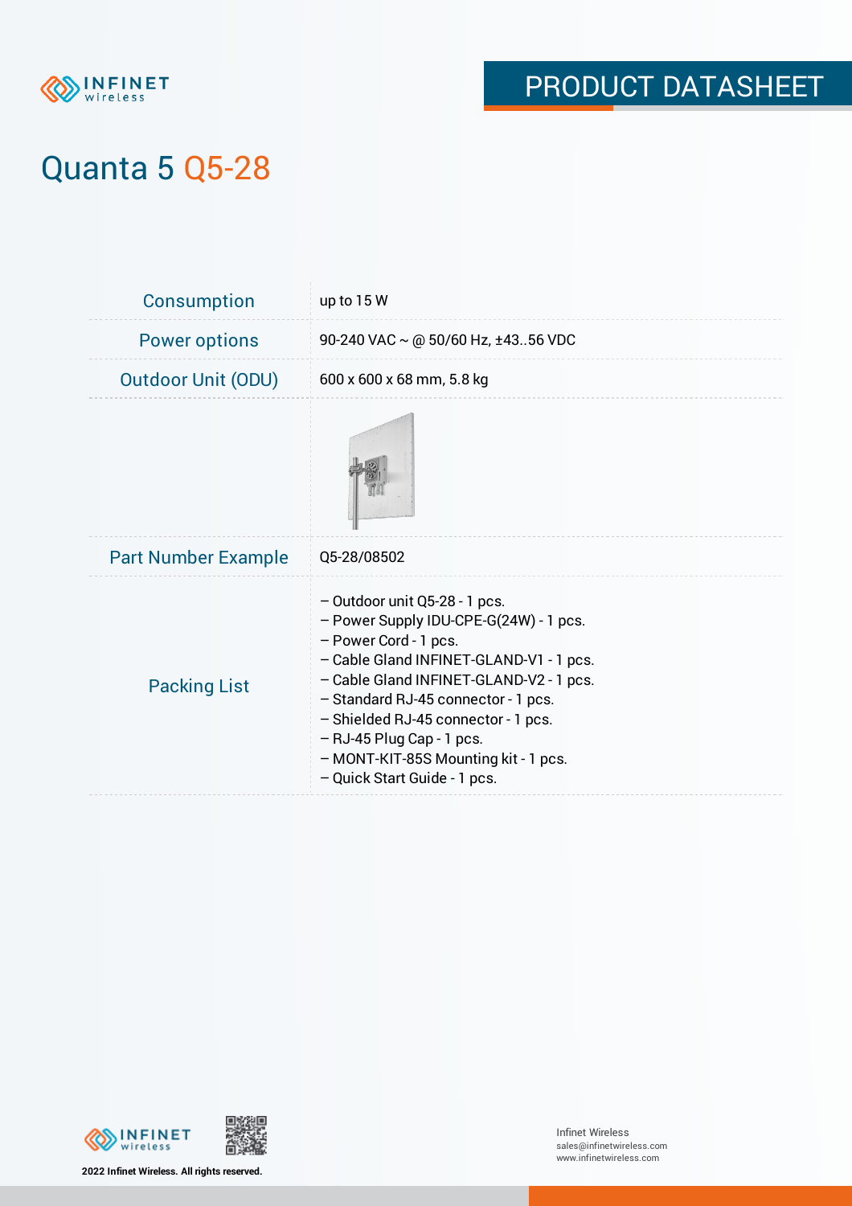# Quanta 5 Q5-28

| | |
|---|---|
| Consumption | up to 15 W |
| Power options | 90-240 VAC ~ @ 50/60 Hz, ±43..56 VDC |
| Outdoor Unit (ODU) | 600 x 600 x 68 mm, 5.8 kg |
| | |
| Part Number Example | Q5-28/08502 |
| Packing List | – Outdoor unit Q5-28 - 1 pcs.<br>– Power Supply IDU-CPE-G(24W) - 1 pcs.<br>– Power Cord - 1 pcs.<br>– Cable Gland INFINET-GLAND-V1 - 1 pcs.<br>– Cable Gland INFINET-GLAND-V2 - 1 pcs.<br>– Standard RJ-45 connector - 1 pcs.<br>– Shielded RJ-45 connector - 1 pcs.<br>– RJ-45 Plug Cap - 1 pcs.<br>– MONT-KIT-85S Mounting kit - 1 pcs.<br>– Quick Start Guide - 1 pcs. |

2022 Infinet Wireless. All rights reserved.

Infinet Wireless
sales@infinetwireless.com
www.infinetwireless.com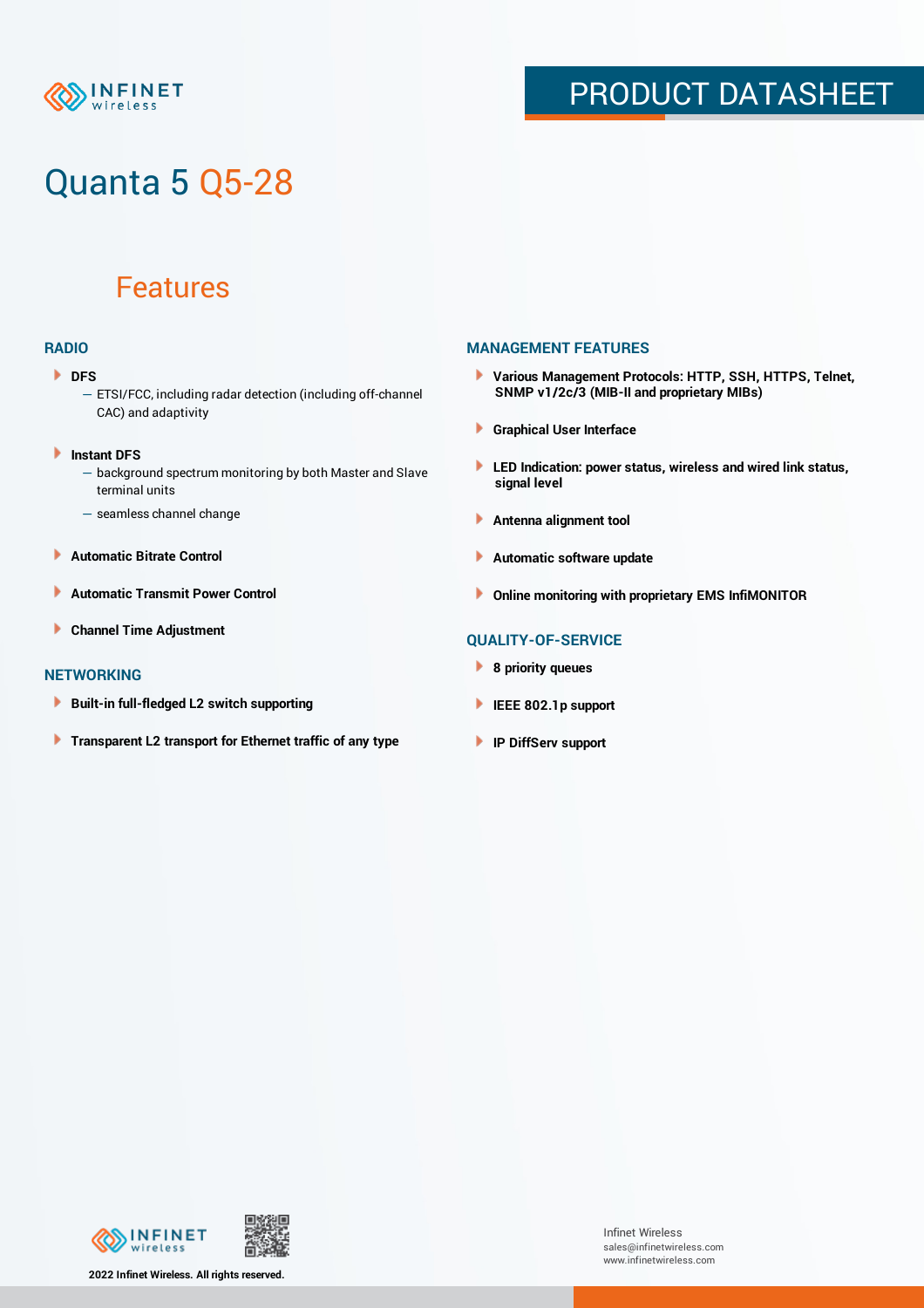# Quanta 5 Q5-28

## Features

### RADIO

- **DFS**
  - ETSI/FCC, including radar detection (including off-channel CAC) and adaptivity
- **Instant DFS**
  - background spectrum monitoring by both Master and Slave terminal units
  - seamless channel change
- **Automatic Bitrate Control**
- **Automatic Transmit Power Control**
- **Channel Time Adjustment**

### NETWORKING

- **Built-in full-fledged L2 switch supporting**
- **Transparent L2 transport for Ethernet traffic of any type**

### MANAGEMENT FEATURES

- **Various Management Protocols: HTTP, SSH, HTTPS, Telnet, SNMP v1/2c/3 (MIB-II and proprietary MIBs)**
- **Graphical User Interface**
- **LED Indication: power status, wireless and wired link status, signal level**
- **Antenna alignment tool**
- **Automatic software update**
- **Online monitoring with proprietary EMS InfiMONITOR**

### QUALITY-OF-SERVICE

- **8 priority queues**
- **IEEE 802.1p support**
- **IP DiffServ support**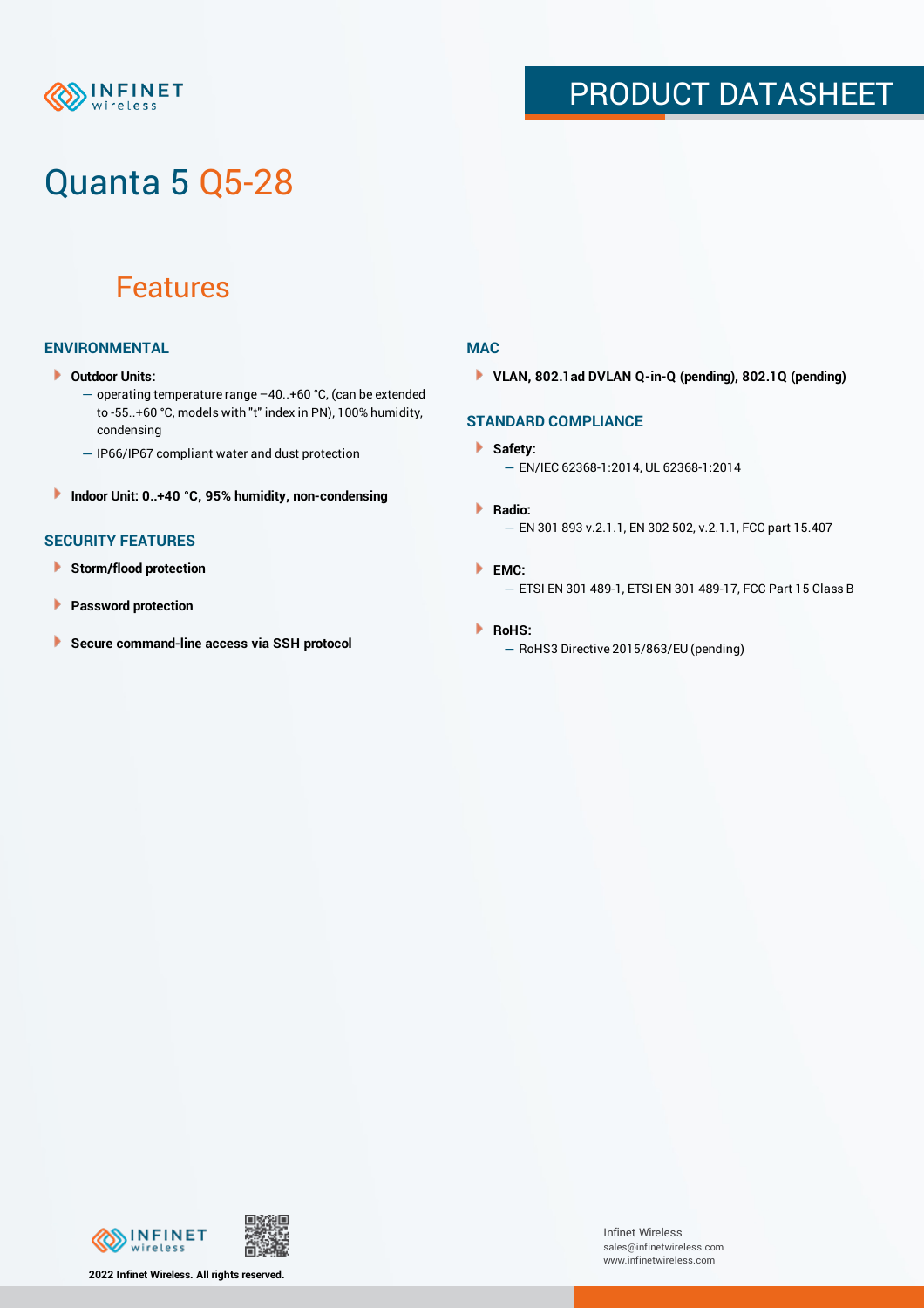# Quanta 5 Q5-28

## Features

### ENVIRONMENTAL

- **Outdoor Units:**
  - operating temperature range –40..+60 °C, (can be extended to -55..+60 °C, models with "t" index in PN), 100% humidity, condensing
  - IP66/IP67 compliant water and dust protection
- **Indoor Unit: 0..+40 °C, 95% humidity, non-condensing**

### SECURITY FEATURES

- **Storm/flood protection**
- **Password protection**
- **Secure command-line access via SSH protocol**

### MAC

- **VLAN, 802.1ad DVLAN Q-in-Q (pending), 802.1Q (pending)**

### STANDARD COMPLIANCE

- **Safety:**
  - EN/IEC 62368-1:2014, UL 62368-1:2014
- **Radio:**
  - EN 301 893 v.2.1.1, EN 302 502, v.2.1.1, FCC part 15.407
- **EMC:**
  - ETSI EN 301 489-1, ETSI EN 301 489-17, FCC Part 15 Class B
- **RoHS:**
  - RoHS3 Directive 2015/863/EU (pending)

2022 Infinet Wireless. All rights reserved.

Infinet Wireless
sales@infinetwireless.com
www.infinetwireless.com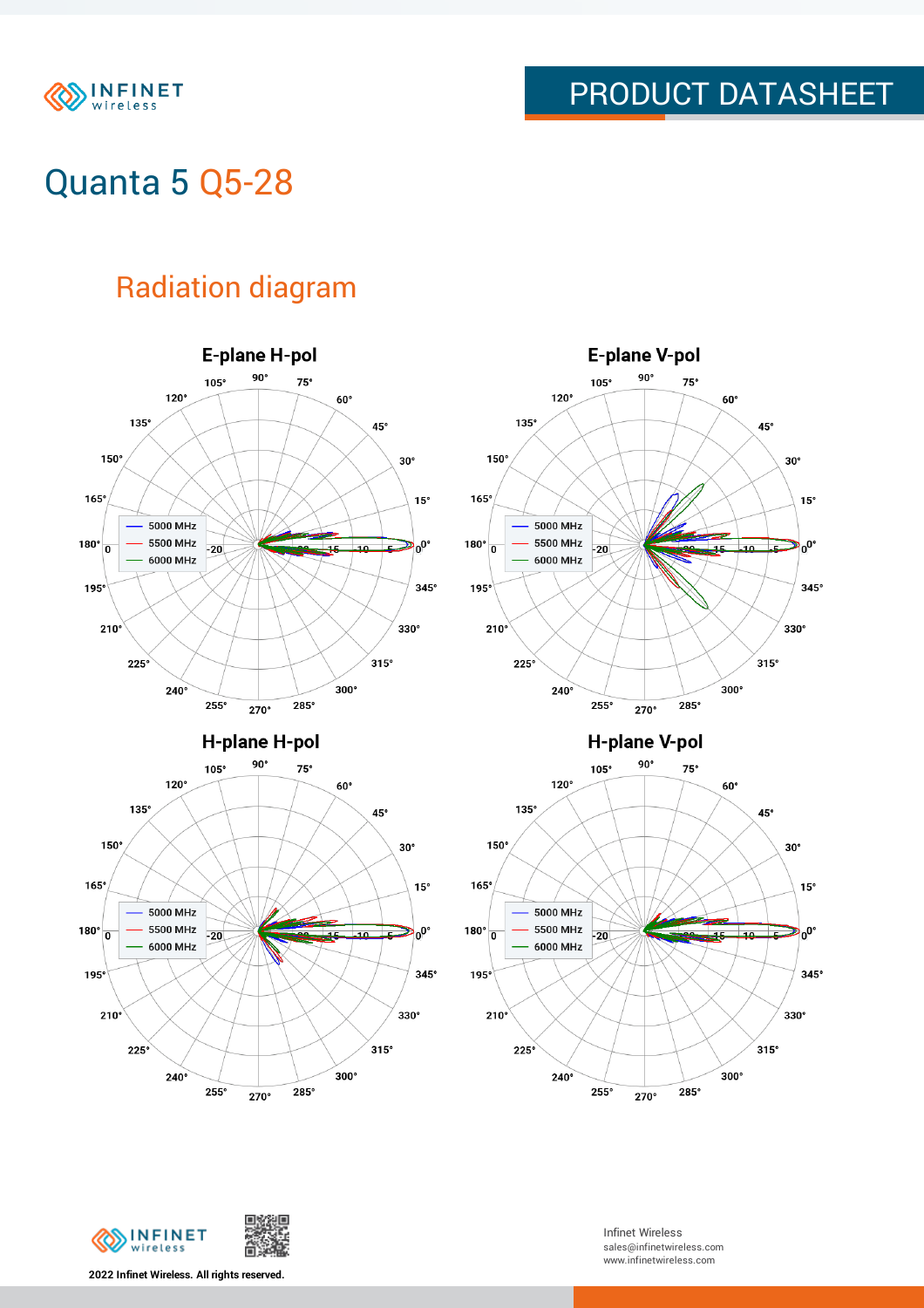# Quanta 5 Q5-28

## Radiation diagram

### E-plane H-pol

90° 75° 60° 45° 30° 15° 0° 345° 330° 315° 300° 285° 270° 255° 240° 225° 210° 195° 180° 165° 150° 135° 120° 105°

0 -20 -15 -10 -5

5000 MHz
5500 MHz
6000 MHz

### E-plane V-pol

90° 75° 60° 45° 30° 15° 0° 345° 330° 315° 300° 285° 270° 255° 240° 225° 210° 195° 180° 165° 150° 135° 120° 105°

0 -20 -15 -10 -5

5000 MHz
5500 MHz
6000 MHz

### H-plane H-pol

90° 75° 60° 45° 30° 15° 0° 345° 330° 315° 300° 285° 270° 255° 240° 225° 210° 195° 180° 165° 150° 135° 120° 105°

0 -20 -15 -10 -5

5000 MHz
5500 MHz
6000 MHz

### H-plane V-pol

90° 75° 60° 45° 30° 15° 0° 345° 330° 315° 300° 285° 270° 255° 240° 225° 210° 195° 180° 165° 150° 135° 120° 105°

0 -20 -15 -10 -5

5000 MHz
5500 MHz
6000 MHz

2022 Infinet Wireless. All rights reserved.

Infinet Wireless
sales@infinetwireless.com
www.infinetwireless.com